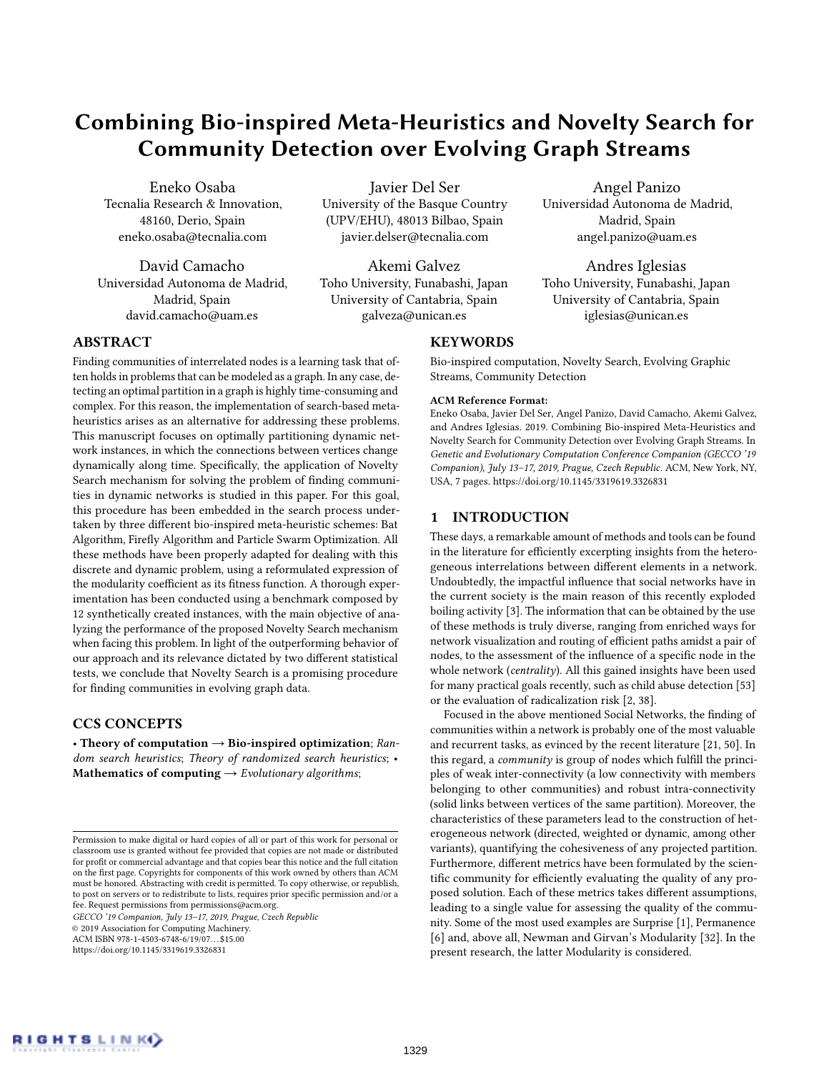# Combining Bio-inspired Meta-Heuristics and Novelty Search for Community Detection over Evolving Graph Streams

Eneko Osaba
Tecnalia Research & Innovation, 48160, Derio, Spain
eneko.osaba@tecnalia.com

Javier Del Ser
University of the Basque Country (UPV/EHU), 48013 Bilbao, Spain
javier.delser@tecnalia.com

Angel Panizo
Universidad Autonoma de Madrid, Madrid, Spain
angel.panizo@uam.es

David Camacho
Universidad Autonoma de Madrid, Madrid, Spain
david.camacho@uam.es

Akemi Galvez
Toho University, Funabashi, Japan
University of Cantabria, Spain
galveza@unican.es

Andres Iglesias
Toho University, Funabashi, Japan
University of Cantabria, Spain
iglesias@unican.es

## ABSTRACT

Finding communities of interrelated nodes is a learning task that often holds in problems that can be modeled as a graph. In any case, detecting an optimal partition in a graph is highly time-consuming and complex. For this reason, the implementation of search-based meta-heuristics arises as an alternative for addressing these problems. This manuscript focuses on optimally partitioning dynamic network instances, in which the connections between vertices change dynamically along time. Specifically, the application of Novelty Search mechanism for solving the problem of finding communities in dynamic networks is studied in this paper. For this goal, this procedure has been embedded in the search process undertaken by three different bio-inspired meta-heuristic schemes: Bat Algorithm, Firefly Algorithm and Particle Swarm Optimization. All these methods have been properly adapted for dealing with this discrete and dynamic problem, using a reformulated expression of the modularity coefficient as its fitness function. A thorough experimentation has been conducted using a benchmark composed by 12 synthetically created instances, with the main objective of analyzing the performance of the proposed Novelty Search mechanism when facing this problem. In light of the outperforming behavior of our approach and its relevance dictated by two different statistical tests, we conclude that Novelty Search is a promising procedure for finding communities in evolving graph data.

## CCS CONCEPTS

• **Theory of computation → Bio-inspired optimization**; *Random search heuristics*; *Theory of randomized search heuristics*; • **Mathematics of computing** → *Evolutionary algorithms*;

## KEYWORDS

Bio-inspired computation, Novelty Search, Evolving Graphic Streams, Community Detection

**ACM Reference Format:**
Eneko Osaba, Javier Del Ser, Angel Panizo, David Camacho, Akemi Galvez, and Andres Iglesias. 2019. Combining Bio-inspired Meta-Heuristics and Novelty Search for Community Detection over Evolving Graph Streams. In *Genetic and Evolutionary Computation Conference Companion (GECCO '19 Companion), July 13–17, 2019, Prague, Czech Republic.* ACM, New York, NY, USA, 7 pages. https://doi.org/10.1145/3319619.3326831

Permission to make digital or hard copies of all or part of this work for personal or classroom use is granted without fee provided that copies are not made or distributed for profit or commercial advantage and that copies bear this notice and the full citation on the first page. Copyrights for components of this work owned by others than ACM must be honored. Abstracting with credit is permitted. To copy otherwise, or republish, to post on servers or to redistribute to lists, requires prior specific permission and/or a fee. Request permissions from permissions@acm.org.
*GECCO '19 Companion, July 13–17, 2019, Prague, Czech Republic*
© 2019 Association for Computing Machinery.
ACM ISBN 978-1-4503-6748-6/19/07…$15.00
https://doi.org/10.1145/3319619.3326831

## 1 INTRODUCTION

These days, a remarkable amount of methods and tools can be found in the literature for efficiently excerpting insights from the heterogeneous interrelations between different elements in a network. Undoubtedly, the impactful influence that social networks have in the current society is the main reason of this recently exploded boiling activity [3]. The information that can be obtained by the use of these methods is truly diverse, ranging from enriched ways for network visualization and routing of efficient paths amidst a pair of nodes, to the assessment of the influence of a specific node in the whole network (*centrality*). All this gained insights have been used for many practical goals recently, such as child abuse detection [53] or the evaluation of radicalization risk [2, 38].

Focused in the above mentioned Social Networks, the finding of communities within a network is probably one of the most valuable and recurrent tasks, as evinced by the recent literature [21, 50]. In this regard, a *community* is group of nodes which fulfill the principles of weak inter-connectivity (a low connectivity with members belonging to other communities) and robust intra-connectivity (solid links between vertices of the same partition). Moreover, the characteristics of these parameters lead to the construction of heterogeneous network (directed, weighted or dynamic, among other variants), quantifying the cohesiveness of any projected partition. Furthermore, different metrics have been formulated by the scientific community for efficiently evaluating the quality of any proposed solution. Each of these metrics takes different assumptions, leading to a single value for assessing the quality of the community. Some of the most used examples are Surprise [1], Permanence [6] and, above all, Newman and Girvan's Modularity [32]. In the present research, the latter Modularity is considered.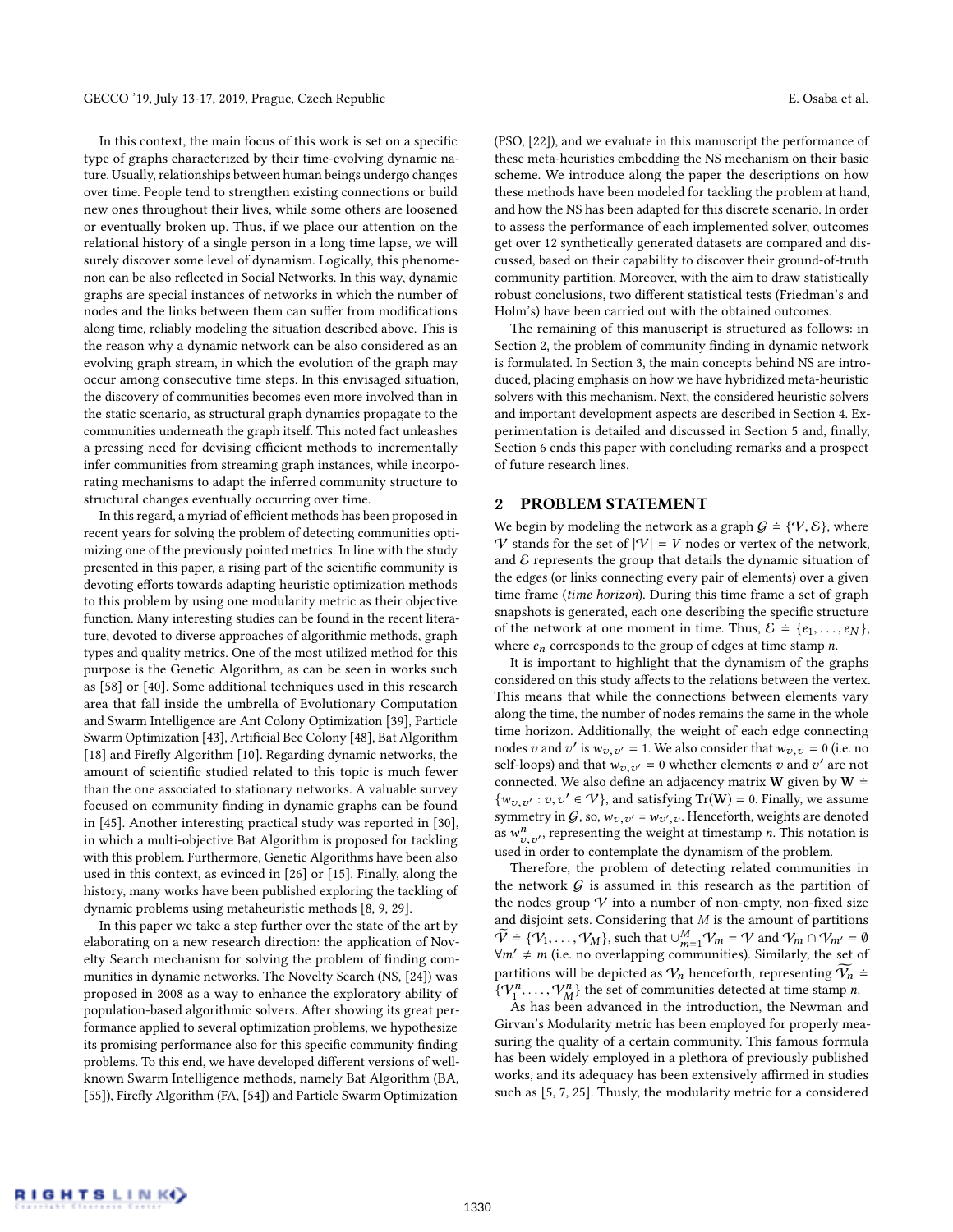In this context, the main focus of this work is set on a specific type of graphs characterized by their time-evolving dynamic nature. Usually, relationships between human beings undergo changes over time. People tend to strengthen existing connections or build new ones throughout their lives, while some others are loosened or eventually broken up. Thus, if we place our attention on the relational history of a single person in a long time lapse, we will surely discover some level of dynamism. Logically, this phenomenon can be also reflected in Social Networks. In this way, dynamic graphs are special instances of networks in which the number of nodes and the links between them can suffer from modifications along time, reliably modeling the situation described above. This is the reason why a dynamic network can be also considered as an evolving graph stream, in which the evolution of the graph may occur among consecutive time steps. In this envisaged situation, the discovery of communities becomes even more involved than in the static scenario, as structural graph dynamics propagate to the communities underneath the graph itself. This noted fact unleashes a pressing need for devising efficient methods to incrementally infer communities from streaming graph instances, while incorporating mechanisms to adapt the inferred community structure to structural changes eventually occurring over time.

In this regard, a myriad of efficient methods has been proposed in recent years for solving the problem of detecting communities optimizing one of the previously pointed metrics. In line with the study presented in this paper, a rising part of the scientific community is devoting efforts towards adapting heuristic optimization methods to this problem by using one modularity metric as their objective function. Many interesting studies can be found in the recent literature, devoted to diverse approaches of algorithmic methods, graph types and quality metrics. One of the most utilized method for this purpose is the Genetic Algorithm, as can be seen in works such as [58] or [40]. Some additional techniques used in this research area that fall inside the umbrella of Evolutionary Computation and Swarm Intelligence are Ant Colony Optimization [39], Particle Swarm Optimization [43], Artificial Bee Colony [48], Bat Algorithm [18] and Firefly Algorithm [10]. Regarding dynamic networks, the amount of scientific studied related to this topic is much fewer than the one associated to stationary networks. A valuable survey focused on community finding in dynamic graphs can be found in [45]. Another interesting practical study was reported in [30], in which a multi-objective Bat Algorithm is proposed for tackling with this problem. Furthermore, Genetic Algorithms have been also used in this context, as evinced in [26] or [15]. Finally, along the history, many works have been published exploring the tackling of dynamic problems using metaheuristic methods [8, 9, 29].

In this paper we take a step further over the state of the art by elaborating on a new research direction: the application of Novelty Search mechanism for solving the problem of finding communities in dynamic networks. The Novelty Search (NS, [24]) was proposed in 2008 as a way to enhance the exploratory ability of population-based algorithmic solvers. After showing its great performance applied to several optimization problems, we hypothesize its promising performance also for this specific community finding problems. To this end, we have developed different versions of well-known Swarm Intelligence methods, namely Bat Algorithm (BA, [55]), Firefly Algorithm (FA, [54]) and Particle Swarm Optimization (PSO, [22]), and we evaluate in this manuscript the performance of these meta-heuristics embedding the NS mechanism on their basic scheme. We introduce along the paper the descriptions on how these methods have been modeled for tackling the problem at hand, and how the NS has been adapted for this discrete scenario. In order to assess the performance of each implemented solver, outcomes get over 12 synthetically generated datasets are compared and discussed, based on their capability to discover their ground-of-truth community partition. Moreover, with the aim to draw statistically robust conclusions, two different statistical tests (Friedman's and Holm's) have been carried out with the obtained outcomes.

The remaining of this manuscript is structured as follows: in Section 2, the problem of community finding in dynamic network is formulated. In Section 3, the main concepts behind NS are introduced, placing emphasis on how we have hybridized meta-heuristic solvers with this mechanism. Next, the considered heuristic solvers and important development aspects are described in Section 4. Experimentation is detailed and discussed in Section 5 and, finally, Section 6 ends this paper with concluding remarks and a prospect of future research lines.

## 2 PROBLEM STATEMENT

We begin by modeling the network as a graph $\mathcal{G} \doteq \{\mathcal{V}, \mathcal{E}\}$, where $\mathcal{V}$ stands for the set of $|\mathcal{V}| = V$ nodes or vertex of the network, and $\mathcal{E}$ represents the group that details the dynamic situation of the edges (or links connecting every pair of elements) over a given time frame (*time horizon*). During this time frame a set of graph snapshots is generated, each one describing the specific structure of the network at one moment in time. Thus, $\mathcal{E} \doteq \{e_1, \ldots, e_N\}$, where $e_n$ corresponds to the group of edges at time stamp $n$.

It is important to highlight that the dynamism of the graphs considered on this study affects to the relations between the vertex. This means that while the connections between elements vary along the time, the number of nodes remains the same in the whole time horizon. Additionally, the weight of each edge connecting nodes $v$ and $v'$ is $w_{v,v'} = 1$. We also consider that $w_{v,v} = 0$ (i.e. no self-loops) and that $w_{v,v'} = 0$ whether elements $v$ and $v'$ are not connected. We also define an adjacency matrix $\mathbf{W}$ given by $\mathbf{W} \doteq \{w_{v,v'} : v, v' \in \mathcal{V}\}$, and satisfying $\text{Tr}(\mathbf{W}) = 0$. Finally, we assume symmetry in $\mathcal{G}$, so, $w_{v,v'} = w_{v',v}$. Henceforth, weights are denoted as $w^n_{v,v'}$, representing the weight at timestamp $n$. This notation is used in order to contemplate the dynamism of the problem.

Therefore, the problem of detecting related communities in the network $\mathcal{G}$ is assumed in this research as the partition of the nodes group $\mathcal{V}$ into a number of non-empty, non-fixed size and disjoint sets. Considering that $M$ is the amount of partitions $\widetilde{\mathcal{V}} \doteq \{\mathcal{V}_1, \ldots, \mathcal{V}_M\}$, such that $\cup_{m=1}^{M} \mathcal{V}_m = \mathcal{V}$ and $\mathcal{V}_m \cap \mathcal{V}_{m'} = \emptyset$ $\forall m' \neq m$ (i.e. no overlapping communities). Similarly, the set of partitions will be depicted as $\mathcal{V}_n$ henceforth, representing $\widetilde{\mathcal{V}_n} \doteq \{\mathcal{V}^n_1, \ldots, \mathcal{V}^n_M\}$ the set of communities detected at time stamp $n$.

As has been advanced in the introduction, the Newman and Girvan's Modularity metric has been employed for properly measuring the quality of a certain community. This famous formula has been widely employed in a plethora of previously published works, and its adequacy has been extensively affirmed in studies such as [5, 7, 25]. Thusly, the modularity metric for a considered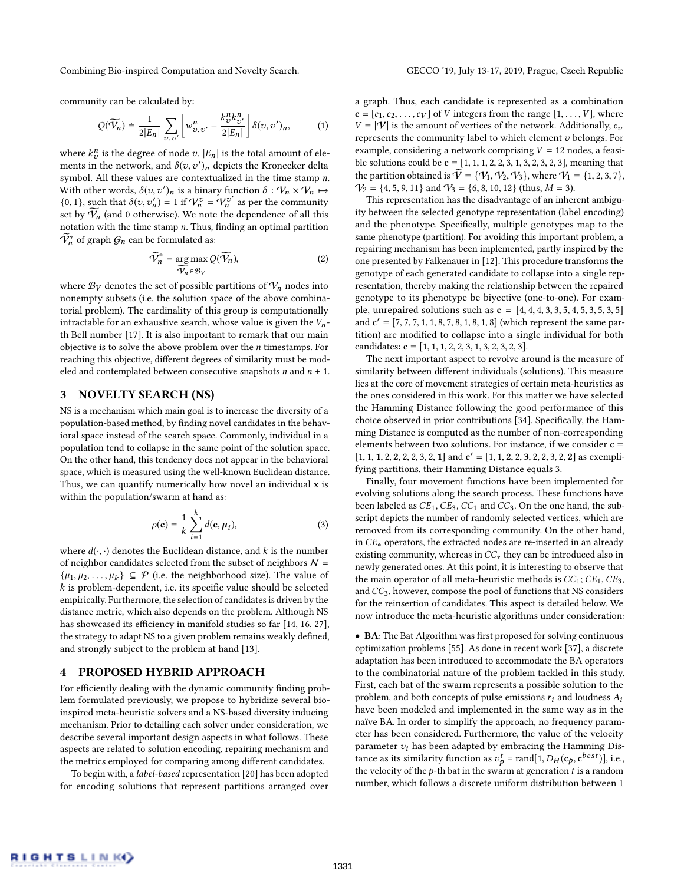community can be calculated by:

$$Q(\widetilde{\mathcal{V}}_n) \doteq \frac{1}{2|E_n|}\sum_{v,v'}\left[w^n_{v,v'} - \frac{k^n_v k^n_{v'}}{2|E_n|}\right]\delta(v,v')_n, \tag{1}$$

where $k^n_v$ is the degree of node $v$, $|E_n|$ is the total amount of elements in the network, and $\delta(v,v')_n$ depicts the Kronecker delta symbol. All these values are contextualized in the time stamp $n$. With other words, $\delta(v,v')_n$ is a binary function $\delta : \mathcal{V}_n \times \mathcal{V}_n \mapsto \{0,1\}$, such that $\delta(v,v'_n) = 1$ if $\mathcal{V}^v_n = \mathcal{V}^{v'}_n$ as per the community set by $\widetilde{\mathcal{V}}_n$ (and 0 otherwise). We note the dependence of all this notation with the time stamp $n$. Thus, finding an optimal partition $\widetilde{\mathcal{V}}^*_n$ of graph $\mathcal{G}_n$ can be formulated as:

$$\widetilde{\mathcal{V}}^*_n = \underset{\widetilde{\mathcal{V}}_n \in \mathcal{B}_V}{\arg\max}\, Q(\widetilde{\mathcal{V}}_n), \tag{2}$$

where $\mathcal{B}_V$ denotes the set of possible partitions of $\mathcal{V}_n$ nodes into nonempty subsets (i.e. the solution space of the above combinatorial problem). The cardinality of this group is computationally intractable for an exhaustive search, whose value is given the $V_n$-th Bell number [17]. It is also important to remark that our main objective is to solve the above problem over the $n$ timestamps. For reaching this objective, different degrees of similarity must be modeled and contemplated between consecutive snapshots $n$ and $n+1$.

## 3 NOVELTY SEARCH (NS)

NS is a mechanism which main goal is to increase the diversity of a population-based method, by finding novel candidates in the behavioral space instead of the search space. Commonly, individual in a population tend to collapse in the same point of the solution space. On the other hand, this tendency does not appear in the behavioral space, which is measured using the well-known Euclidean distance. Thus, we can quantify numerically how novel an individual $\mathbf{x}$ is within the population/swarm at hand as:

$$\rho(\mathbf{c}) = \frac{1}{k}\sum_{i=1}^{k} d(\mathbf{c}, \boldsymbol{\mu}_i), \tag{3}$$

where $d(\cdot,\cdot)$ denotes the Euclidean distance, and $k$ is the number of neighbor candidates selected from the subset of neighbors $\mathcal{N} = \{\mu_1, \mu_2, \ldots, \mu_k\} \subseteq \mathcal{P}$ (i.e. the neighborhood size). The value of $k$ is problem-dependent, i.e. its specific value should be selected empirically. Furthermore, the selection of candidates is driven by the distance metric, which also depends on the problem. Although NS has showcased its efficiency in manifold studies so far [14, 16, 27], the strategy to adapt NS to a given problem remains weakly defined, and strongly subject to the problem at hand [13].

## 4 PROPOSED HYBRID APPROACH

For efficiently dealing with the dynamic community finding problem formulated previously, we propose to hybridize several bio-inspired meta-heuristic solvers and a NS-based diversity inducing mechanism. Prior to detailing each solver under consideration, we describe several important design aspects in what follows. These aspects are related to solution encoding, repairing mechanism and the metrics employed for comparing among different candidates.

To begin with, a *label-based* representation [20] has been adopted for encoding solutions that represent partitions arranged over a graph. Thus, each candidate is represented as a combination $\mathbf{c} = [c_1, c_2, \ldots, c_V]$ of $V$ integers from the range $[1, \ldots, V]$, where $V = |\mathcal{V}|$ is the amount of vertices of the network. Additionally, $c_v$ represents the community label to which element $v$ belongs. For example, considering a network comprising $V = 12$ nodes, a feasible solutions could be $\mathbf{c} = [1, 1, 1, 2, 2, 3, 1, 3, 2, 3, 2, 3]$, meaning that the partition obtained is $\widetilde{\mathcal{V}} = \{\mathcal{V}_1, \mathcal{V}_2, \mathcal{V}_3\}$, where $\mathcal{V}_1 = \{1, 2, 3, 7\}$, $\mathcal{V}_2 = \{4, 5, 9, 11\}$ and $\mathcal{V}_3 = \{6, 8, 10, 12\}$ (thus, $M = 3$).

This representation has the disadvantage of an inherent ambiguity between the selected genotype representation (label encoding) and the phenotype. Specifically, multiple genotypes map to the same phenotype (partition). For avoiding this important problem, a repairing mechanism has been implemented, partly inspired by the one presented by Falkenauer in [12]. This procedure transforms the genotype of each generated candidate to collapse into a single representation, thereby making the relationship between the repaired genotype to its phenotype be biyective (one-to-one). For example, unrepaired solutions such as $\mathbf{c} = [4, 4, 4, 3, 3, 5, 4, 5, 3, 5, 3, 5]$ and $\mathbf{c}' = [7, 7, 7, 1, 1, 8, 7, 8, 1, 8, 1, 8]$ (which represent the same partition) are modified to collapse into a single individual for both candidates: $\mathbf{c} = [1, 1, 1, 2, 2, 3, 1, 3, 2, 3, 2, 3]$.

The next important aspect to revolve around is the measure of similarity between different individuals (solutions). This measure lies at the core of movement strategies of certain meta-heuristics as the ones considered in this work. For this matter we have selected the Hamming Distance following the good performance of this choice observed in prior contributions [34]. Specifically, the Hamming Distance is computed as the number of non-corresponding elements between two solutions. For instance, if we consider $\mathbf{c} = [1, 1, \mathbf{1}, 2, \mathbf{2}, 2, 2, 3, 2, \mathbf{1}]$ and $\mathbf{c}' = [1, 1, \mathbf{2}, 2, \mathbf{3}, 2, 2, 3, 2, \mathbf{2}]$ as exemplifying partitions, their Hamming Distance equals 3.

Finally, four movement functions have been implemented for evolving solutions along the search process. These functions have been labeled as $CE_1$, $CE_3$, $CC_1$ and $CC_3$. On the one hand, the subscript depicts the number of randomly selected vertices, which are removed from its corresponding community. On the other hand, in $CE_*$ operators, the extracted nodes are re-inserted in an already existing community, whereas in $CC_*$ they can be introduced also in newly generated ones. At this point, it is interesting to observe that the main operator of all meta-heuristic methods is $CC_1$; $CE_1$, $CE_3$, and $CC_3$, however, compose the pool of functions that NS considers for the reinsertion of candidates. This aspect is detailed below. We now introduce the meta-heuristic algorithms under consideration:

- **BA**: The Bat Algorithm was first proposed for solving continuous optimization problems [55]. As done in recent work [37], a discrete adaptation has been introduced to accommodate the BA operators to the combinatorial nature of the problem tackled in this study. First, each bat of the swarm represents a possible solution to the problem, and both concepts of pulse emissions $r_i$ and loudness $A_i$ have been modeled and implemented in the same way as in the naïve BA. In order to simplify the approach, no frequency parameter has been considered. Furthermore, the value of the velocity parameter $v_i$ has been adapted by embracing the Hamming Distance as its similarity function as $v^t_p = \text{rand}[1, D_H(\mathbf{c}_p, \mathbf{c}^{best})]$, i.e., the velocity of the $p$-th bat in the swarm at generation $t$ is a random number, which follows a discrete uniform distribution between 1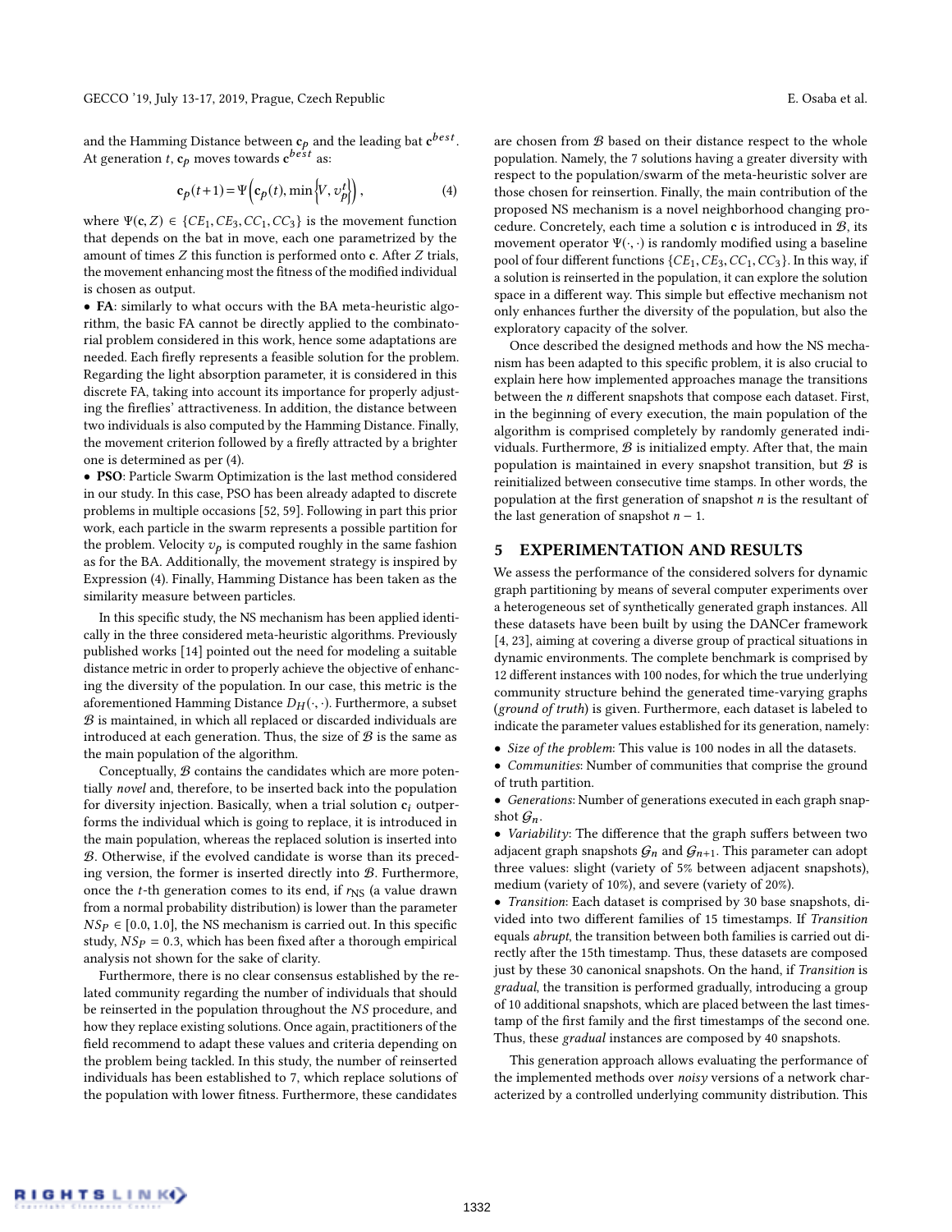and the Hamming Distance between $\mathbf{c}_p$ and the leading bat $\mathbf{c}^{best}$. At generation $t$, $\mathbf{c}_p$ moves towards $\mathbf{c}^{best}$ as:

$$\mathbf{c}_p(t+1) = \Psi\left(\mathbf{c}_p(t), \min\left\{V, v_p^t\right\}\right), \tag{4}$$

where $\Psi(\mathbf{c}, Z) \in \{CE_1, CE_3, CC_1, CC_3\}$ is the movement function that depends on the bat in move, each one parametrized by the amount of times $Z$ this function is performed onto $\mathbf{c}$. After $Z$ trials, the movement enhancing most the fitness of the modified individual is chosen as output.

- **FA**: similarly to what occurs with the BA meta-heuristic algorithm, the basic FA cannot be directly applied to the combinatorial problem considered in this work, hence some adaptations are needed. Each firefly represents a feasible solution for the problem. Regarding the light absorption parameter, it is considered in this discrete FA, taking into account its importance for properly adjusting the fireflies' attractiveness. In addition, the distance between two individuals is also computed by the Hamming Distance. Finally, the movement criterion followed by a firefly attracted by a brighter one is determined as per (4).
- **PSO**: Particle Swarm Optimization is the last method considered in our study. In this case, PSO has been already adapted to discrete problems in multiple occasions [52, 59]. Following in part this prior work, each particle in the swarm represents a possible partition for the problem. Velocity $v_p$ is computed roughly in the same fashion as for the BA. Additionally, the movement strategy is inspired by Expression (4). Finally, Hamming Distance has been taken as the similarity measure between particles.

In this specific study, the NS mechanism has been applied identically in the three considered meta-heuristic algorithms. Previously published works [14] pointed out the need for modeling a suitable distance metric in order to properly achieve the objective of enhancing the diversity of the population. In our case, this metric is the aforementioned Hamming Distance $D_H(\cdot,\cdot)$. Furthermore, a subset $\mathcal{B}$ is maintained, in which all replaced or discarded individuals are introduced at each generation. Thus, the size of $\mathcal{B}$ is the same as the main population of the algorithm.

Conceptually, $\mathcal{B}$ contains the candidates which are more potentially *novel* and, therefore, to be inserted back into the population for diversity injection. Basically, when a trial solution $\mathbf{c}_i$ outperforms the individual which is going to replace, it is introduced in the main population, whereas the replaced solution is inserted into $\mathcal{B}$. Otherwise, if the evolved candidate is worse than its preceding version, the former is inserted directly into $\mathcal{B}$. Furthermore, once the $t$-th generation comes to its end, if $r_{\text{NS}}$ (a value drawn from a normal probability distribution) is lower than the parameter $NS_P \in [0.0, 1.0]$, the NS mechanism is carried out. In this specific study, $NS_P = 0.3$, which has been fixed after a thorough empirical analysis not shown for the sake of clarity.

Furthermore, there is no clear consensus established by the related community regarding the number of individuals that should be reinserted in the population throughout the *NS* procedure, and how they replace existing solutions. Once again, practitioners of the field recommend to adapt these values and criteria depending on the problem being tackled. In this study, the number of reinserted individuals has been established to 7, which replace solutions of the population with lower fitness. Furthermore, these candidates are chosen from $\mathcal{B}$ based on their distance respect to the whole population. Namely, the 7 solutions having a greater diversity with respect to the population/swarm of the meta-heuristic solver are those chosen for reinsertion. Finally, the main contribution of the proposed NS mechanism is a novel neighborhood changing procedure. Concretely, each time a solution $\mathbf{c}$ is introduced in $\mathcal{B}$, its movement operator $\Psi(\cdot,\cdot)$ is randomly modified using a baseline pool of four different functions $\{CE_1, CE_3, CC_1, CC_3\}$. In this way, if a solution is reinserted in the population, it can explore the solution space in a different way. This simple but effective mechanism not only enhances further the diversity of the population, but also the exploratory capacity of the solver.

Once described the designed methods and how the NS mechanism has been adapted to this specific problem, it is also crucial to explain here how implemented approaches manage the transitions between the $n$ different snapshots that compose each dataset. First, in the beginning of every execution, the main population of the algorithm is comprised completely by randomly generated individuals. Furthermore, $\mathcal{B}$ is initialized empty. After that, the main population is maintained in every snapshot transition, but $\mathcal{B}$ is reinitialized between consecutive time stamps. In other words, the population at the first generation of snapshot $n$ is the resultant of the last generation of snapshot $n-1$.

## 5 EXPERIMENTATION AND RESULTS

We assess the performance of the considered solvers for dynamic graph partitioning by means of several computer experiments over a heterogeneous set of synthetically generated graph instances. All these datasets have been built by using the DANCer framework [4, 23], aiming at covering a diverse group of practical situations in dynamic environments. The complete benchmark is comprised by 12 different instances with 100 nodes, for which the true underlying community structure behind the generated time-varying graphs (*ground of truth*) is given. Furthermore, each dataset is labeled to indicate the parameter values established for its generation, namely:

- *Size of the problem*: This value is 100 nodes in all the datasets.
- *Communities*: Number of communities that comprise the ground of truth partition.
- *Generations*: Number of generations executed in each graph snapshot $\mathcal{G}_n$.
- *Variability*: The difference that the graph suffers between two adjacent graph snapshots $\mathcal{G}_n$ and $\mathcal{G}_{n+1}$. This parameter can adopt three values: slight (variety of 5% between adjacent snapshots), medium (variety of 10%), and severe (variety of 20%).
- *Transition*: Each dataset is comprised by 30 base snapshots, divided into two different families of 15 timestamps. If *Transition* equals *abrupt*, the transition between both families is carried out directly after the 15th timestamp. Thus, these datasets are composed just by these 30 canonical snapshots. On the hand, if *Transition* is *gradual*, the transition is performed gradually, introducing a group of 10 additional snapshots, which are placed between the last timestamp of the first family and the first timestamps of the second one. Thus, these *gradual* instances are composed by 40 snapshots.

This generation approach allows evaluating the performance of the implemented methods over *noisy* versions of a network characterized by a controlled underlying community distribution. This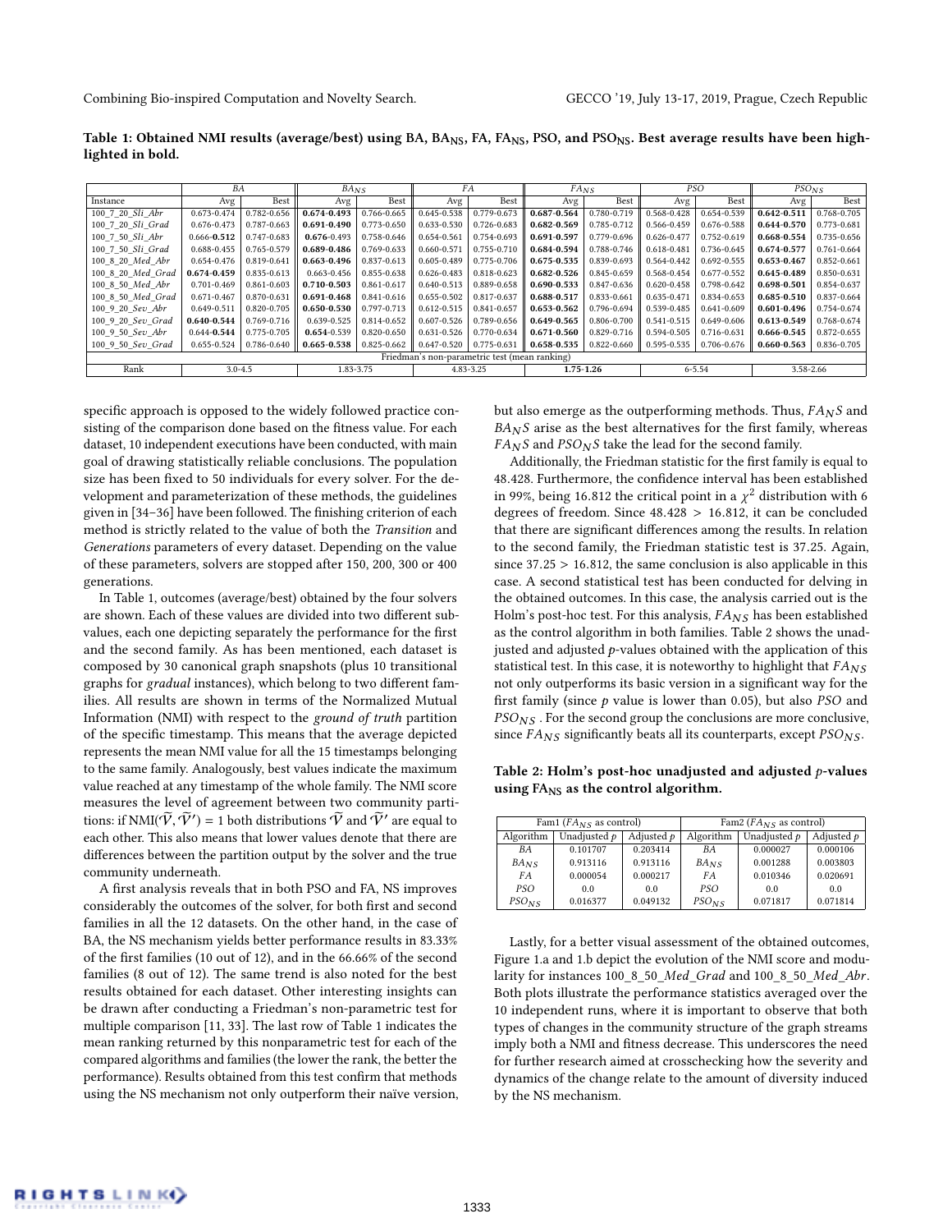**Table 1: Obtained NMI results (average/best) using BA, $BA_{NS}$, FA, $FA_{NS}$, PSO, and $PSO_{NS}$. Best average results have been highlighted in bold.**

| | *BA* | | *$BA_{NS}$* | | *FA* | | *$FA_{NS}$* | | *PSO* | | *$PSO_{NS}$* | |
|---|---|---|---|---|---|---|---|---|---|---|---|---|
| Instance | Avg | Best | Avg | Best | Avg | Best | Avg | Best | Avg | Best | Avg | Best |
| 100_7_20_*Sli_Abr* | 0.673-0.474 | 0.782-0.656 | **0.674-0.493** | 0.766-0.665 | 0.645-0.538 | 0.779-0.673 | **0.687-0.564** | 0.780-0.719 | 0.568-0.428 | 0.654-0.539 | **0.642-0.511** | 0.768-0.705 |
| 100_7_20_*Sli_Grad* | 0.676-0.473 | 0.787-0.663 | **0.691-0.490** | 0.773-0.650 | 0.633-0.530 | 0.726-0.683 | **0.682-0.569** | 0.785-0.712 | 0.566-0.459 | 0.676-0.588 | **0.644-0.570** | 0.773-0.681 |
| 100_7_50_*Sli_Abr* | 0.666-**0.512** | 0.747-0.683 | **0.676**-0.493 | 0.758-0.646 | 0.654-0.561 | 0.754-0.693 | **0.691-0.597** | 0.779-0.696 | 0.626-0.477 | 0.752-0.619 | **0.668-0.554** | 0.735-0.656 |
| 100_7_50_*Sli_Grad* | 0.688-0.455 | 0.765-0.579 | **0.689-0.486** | 0.769-0.633 | 0.660-0.571 | 0.755-0.710 | **0.684-0.594** | 0.788-0.746 | 0.618-0.481 | 0.736-0.645 | **0.674-0.577** | 0.761-0.664 |
| 100_8_20_*Med_Abr* | 0.654-0.476 | 0.819-0.641 | **0.663-0.496** | 0.837-0.613 | 0.605-0.489 | 0.775-0.706 | **0.675-0.535** | 0.839-0.693 | 0.564-0.442 | 0.692-0.555 | **0.653-0.467** | 0.852-0.661 |
| 100_8_20_*Med_Grad* | **0.674-0.459** | 0.835-0.613 | 0.663-0.456 | 0.855-0.638 | 0.626-0.483 | 0.818-0.623 | **0.682-0.526** | 0.845-0.659 | 0.568-0.454 | 0.677-0.552 | **0.645-0.489** | 0.850-0.631 |
| 100_8_50_*Med_Abr* | 0.701-0.469 | 0.861-0.603 | **0.710-0.503** | 0.861-0.617 | 0.640-0.513 | 0.889-0.658 | **0.690-0.533** | 0.847-0.636 | 0.620-0.458 | 0.798-0.642 | **0.698-0.501** | 0.854-0.637 |
| 100_8_50_*Med_Grad* | 0.671-0.467 | 0.870-0.631 | **0.691-0.468** | 0.841-0.616 | 0.655-0.502 | 0.817-0.637 | **0.688-0.517** | 0.833-0.661 | 0.635-0.471 | 0.834-0.653 | **0.685-0.510** | 0.837-0.664 |
| 100_9_20_*Sev_Abr* | 0.649-0.511 | 0.820-0.705 | **0.650-0.530** | 0.797-0.713 | 0.612-0.515 | 0.841-0.657 | **0.653-0.562** | 0.796-0.694 | 0.539-0.485 | 0.641-0.609 | **0.601-0.496** | 0.754-0.674 |
| 100_9_20_*Sev_Grad* | **0.640-0.544** | 0.769-0.716 | 0.639-0.525 | 0.814-0.652 | 0.607-0.526 | 0.789-0.656 | **0.649-0.565** | 0.806-0.700 | 0.541-0.515 | 0.649-0.606 | **0.613-0.549** | 0.768-0.674 |
| 100_9_50_*Sev_Abr* | 0.644-**0.544** | 0.775-0.705 | **0.654**-0.539 | 0.820-0.650 | 0.631-0.526 | 0.770-0.634 | **0.671-0.560** | 0.829-0.716 | 0.594-0.505 | 0.716-0.631 | **0.666-0.545** | 0.872-0.655 |
| 100_9_50_*Sev_Grad* | 0.655-0.524 | 0.786-0.640 | **0.665-0.538** | 0.825-0.662 | 0.647-0.520 | 0.775-0.631 | **0.658-0.535** | 0.822-0.660 | 0.595-0.535 | 0.706-0.676 | **0.660-0.563** | 0.836-0.705 |
| Friedman's non-parametric test (mean ranking) | | | | | | | | | | | | |
| Rank | 3.0-4.5 | | 1.83-3.75 | | 4.83-3.25 | | **1.75-1.26** | | 6-5.54 | | 3.58-2.66 | |

specific approach is opposed to the widely followed practice consisting of the comparison done based on the fitness value. For each dataset, 10 independent executions have been conducted, with main goal of drawing statistically reliable conclusions. The population size has been fixed to 50 individuals for every solver. For the development and parameterization of these methods, the guidelines given in [34–36] have been followed. The finishing criterion of each method is strictly related to the value of both the *Transition* and *Generations* parameters of every dataset. Depending on the value of these parameters, solvers are stopped after 150, 200, 300 or 400 generations.

In Table 1, outcomes (average/best) obtained by the four solvers are shown. Each of these values are divided into two different subvalues, each one depicting separately the performance for the first and the second family. As has been mentioned, each dataset is composed by 30 canonical graph snapshots (plus 10 transitional graphs for *gradual* instances), which belong to two different families. All results are shown in terms of the Normalized Mutual Information (NMI) with respect to the *ground of truth* partition of the specific timestamp. This means that the average depicted represents the mean NMI value for all the 15 timestamps belonging to the same family. Analogously, best values indicate the maximum value reached at any timestamp of the whole family. The NMI score measures the level of agreement between two community partitions: if NMI($\widetilde{\mathcal{V}}, \widetilde{\mathcal{V}}'$) = 1 both distributions $\widetilde{\mathcal{V}}$ and $\widetilde{\mathcal{V}}'$ are equal to each other. This also means that lower values denote that there are differences between the partition output by the solver and the true community underneath.

A first analysis reveals that in both PSO and FA, NS improves considerably the outcomes of the solver, for both first and second families in all the 12 datasets. On the other hand, in the case of BA, the NS mechanism yields better performance results in 83.33% of the first families (10 out of 12), and in the 66.66% of the second families (8 out of 12). The same trend is also noted for the best results obtained for each dataset. Other interesting insights can be drawn after conducting a Friedman's non-parametric test for multiple comparison [11, 33]. The last row of Table 1 indicates the mean ranking returned by this nonparametric test for each of the compared algorithms and families (the lower the rank, the better the performance). Results obtained from this test confirm that methods using the NS mechanism not only outperform their naïve version, but also emerge as the outperforming methods. Thus, $FA_NS$ and $BA_NS$ arise as the best alternatives for the first family, whereas $FA_NS$ and $PSO_NS$ take the lead for the second family.

Additionally, the Friedman statistic for the first family is equal to 48.428. Furthermore, the confidence interval has been established in 99%, being 16.812 the critical point in a $\chi^2$ distribution with 6 degrees of freedom. Since $48.428 > 16.812$, it can be concluded that there are significant differences among the results. In relation to the second family, the Friedman statistic test is 37.25. Again, since $37.25 > 16.812$, the same conclusion is also applicable in this case. A second statistical test has been conducted for delving in the obtained outcomes. In this case, the analysis carried out is the Holm's post-hoc test. For this analysis, $FA_{NS}$ has been established as the control algorithm in both families. Table 2 shows the unadjusted and adjusted $p$-values obtained with the application of this statistical test. In this case, it is noteworthy to highlight that $FA_{NS}$ not only outperforms its basic version in a significant way for the first family (since $p$ value is lower than 0.05), but also *PSO* and $PSO_{NS}$ . For the second group the conclusions are more conclusive, since $FA_{NS}$ significantly beats all its counterparts, except $PSO_{NS}$.

**Table 2: Holm's post-hoc unadjusted and adjusted $p$-values using $FA_{NS}$ as the control algorithm.**

| Fam1 ($FA_{NS}$ as control) | | | Fam2 ($FA_{NS}$ as control) | | |
|---|---|---|---|---|---|
| Algorithm | Unadjusted $p$ | Adjusted $p$ | Algorithm | Unadjusted $p$ | Adjusted $p$ |
| *BA* | 0.101707 | 0.203414 | *BA* | 0.000027 | 0.000106 |
| $BA_{NS}$ | 0.913116 | 0.913116 | $BA_{NS}$ | 0.001288 | 0.003803 |
| *FA* | 0.000054 | 0.000217 | *FA* | 0.010346 | 0.020691 |
| *PSO* | 0.0 | 0.0 | *PSO* | 0.0 | 0.0 |
| $PSO_{NS}$ | 0.016377 | 0.049132 | $PSO_{NS}$ | 0.071817 | 0.071814 |

Lastly, for a better visual assessment of the obtained outcomes, Figure 1.a and 1.b depict the evolution of the NMI score and modularity for instances 100_8_50_*Med_Grad* and 100_8_50_*Med_Abr*. Both plots illustrate the performance statistics averaged over the 10 independent runs, where it is important to observe that both types of changes in the community structure of the graph streams imply both a NMI and fitness decrease. This underscores the need for further research aimed at crosschecking how the severity and dynamics of the change relate to the amount of diversity induced by the NS mechanism.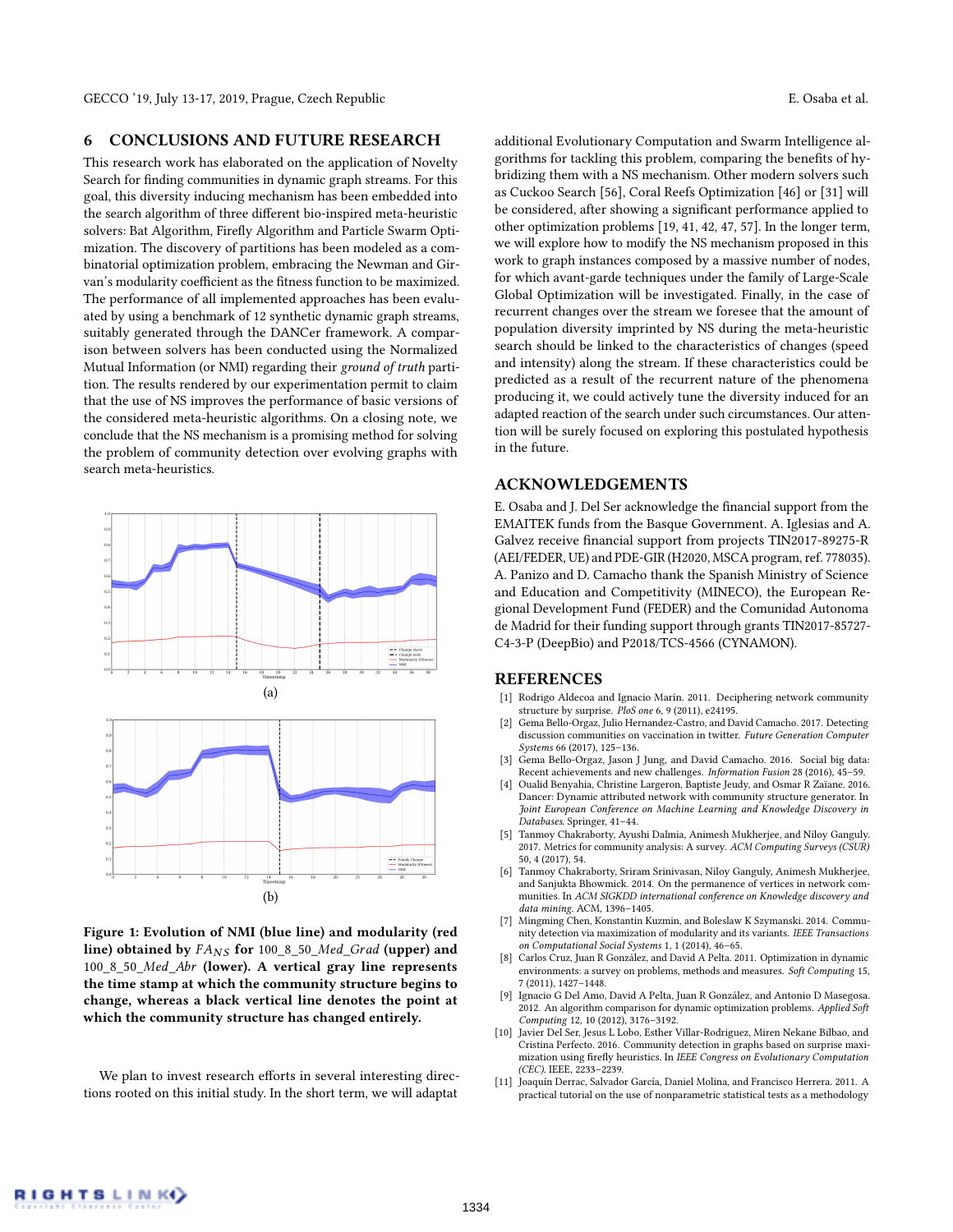## 6 CONCLUSIONS AND FUTURE RESEARCH

This research work has elaborated on the application of Novelty Search for finding communities in dynamic graph streams. For this goal, this diversity inducing mechanism has been embedded into the search algorithm of three different bio-inspired meta-heuristic solvers: Bat Algorithm, Firefly Algorithm and Particle Swarm Optimization. The discovery of partitions has been modeled as a combinatorial optimization problem, embracing the Newman and Girvan's modularity coefficient as the fitness function to be maximized. The performance of all implemented approaches has been evaluated by using a benchmark of 12 synthetic dynamic graph streams, suitably generated through the DANCer framework. A comparison between solvers has been conducted using the Normalized Mutual Information (or NMI) regarding their *ground of truth* partition. The results rendered by our experimentation permit to claim that the use of NS improves the performance of basic versions of the considered meta-heuristic algorithms. On a closing note, we conclude that the NS mechanism is a promising method for solving the problem of community detection over evolving graphs with search meta-heuristics.

(a)

(b)

**Figure 1: Evolution of NMI (blue line) and modularity (red line) obtained by $FA_{NS}$ for** 100_8_50_*Med_Grad* **(upper) and** 100_8_50_*Med_Abr* **(lower). A vertical gray line represents the time stamp at which the community structure begins to change, whereas a black vertical line denotes the point at which the community structure has changed entirely.**

We plan to invest research efforts in several interesting directions rooted on this initial study. In the short term, we will adaptat additional Evolutionary Computation and Swarm Intelligence algorithms for tackling this problem, comparing the benefits of hybridizing them with a NS mechanism. Other modern solvers such as Cuckoo Search [56], Coral Reefs Optimization [46] or [31] will be considered, after showing a significant performance applied to other optimization problems [19, 41, 42, 47, 57]. In the longer term, we will explore how to modify the NS mechanism proposed in this work to graph instances composed by a massive number of nodes, for which avant-garde techniques under the family of Large-Scale Global Optimization will be investigated. Finally, in the case of recurrent changes over the stream we foresee that the amount of population diversity imprinted by NS during the meta-heuristic search should be linked to the characteristics of changes (speed and intensity) along the stream. If these characteristics could be predicted as a result of the recurrent nature of the phenomena producing it, we could actively tune the diversity induced for an adapted reaction of the search under such circumstances. Our attention will be surely focused on exploring this postulated hypothesis in the future.

## ACKNOWLEDGEMENTS

E. Osaba and J. Del Ser acknowledge the financial support from the EMAITEK funds from the Basque Government. A. Iglesias and A. Galvez receive financial support from projects TIN2017-89275-R (AEI/FEDER, UE) and PDE-GIR (H2020, MSCA program, ref. 778035). A. Panizo and D. Camacho thank the Spanish Ministry of Science and Education and Competitivity (MINECO), the European Regional Development Fund (FEDER) and the Comunidad Autonoma de Madrid for their funding support through grants TIN2017-85727-C4-3-P (DeepBio) and P2018/TCS-4566 (CYNAMON).

## REFERENCES

[1] Rodrigo Aldecoa and Ignacio Marín. 2011. Deciphering network community structure by surprise. *PloS one* 6, 9 (2011), e24195.

[2] Gema Bello-Orgaz, Julio Hernandez-Castro, and David Camacho. 2017. Detecting discussion communities on vaccination in twitter. *Future Generation Computer Systems* 66 (2017), 125–136.

[3] Gema Bello-Orgaz, Jason J Jung, and David Camacho. 2016. Social big data: Recent achievements and new challenges. *Information Fusion* 28 (2016), 45–59.

[4] Oualid Benyahia, Christine Largeron, Baptiste Jeudy, and Osmar R Zaïane. 2016. Dancer: Dynamic attributed network with community structure generator. In *Joint European Conference on Machine Learning and Knowledge Discovery in Databases*. Springer, 41–44.

[5] Tanmoy Chakraborty, Ayushi Dalmia, Animesh Mukherjee, and Niloy Ganguly. 2017. Metrics for community analysis: A survey. *ACM Computing Surveys (CSUR)* 50, 4 (2017), 54.

[6] Tanmoy Chakraborty, Sriram Srinivasan, Niloy Ganguly, Animesh Mukherjee, and Sanjukta Bhowmick. 2014. On the permanence of vertices in network communities. In *ACM SIGKDD international conference on Knowledge discovery and data mining*. ACM, 1396–1405.

[7] Mingming Chen, Konstantin Kuzmin, and Boleslaw K Szymanski. 2014. Community detection via maximization of modularity and its variants. *IEEE Transactions on Computational Social Systems* 1, 1 (2014), 46–65.

[8] Carlos Cruz, Juan R González, and David A Pelta. 2011. Optimization in dynamic environments: a survey on problems, methods and measures. *Soft Computing* 15, 7 (2011), 1427–1448.

[9] Ignacio G Del Amo, David A Pelta, Juan R González, and Antonio D Masegosa. 2012. An algorithm comparison for dynamic optimization problems. *Applied Soft Computing* 12, 10 (2012), 3176–3192.

[10] Javier Del Ser, Jesus L Lobo, Esther Villar-Rodriguez, Miren Nekane Bilbao, and Cristina Perfecto. 2016. Community detection in graphs based on surprise maximization using firefly heuristics. In *IEEE Congress on Evolutionary Computation (CEC)*. IEEE, 2233–2239.

[11] Joaquín Derrac, Salvador García, Daniel Molina, and Francisco Herrera. 2011. A practical tutorial on the use of nonparametric statistical tests as a methodology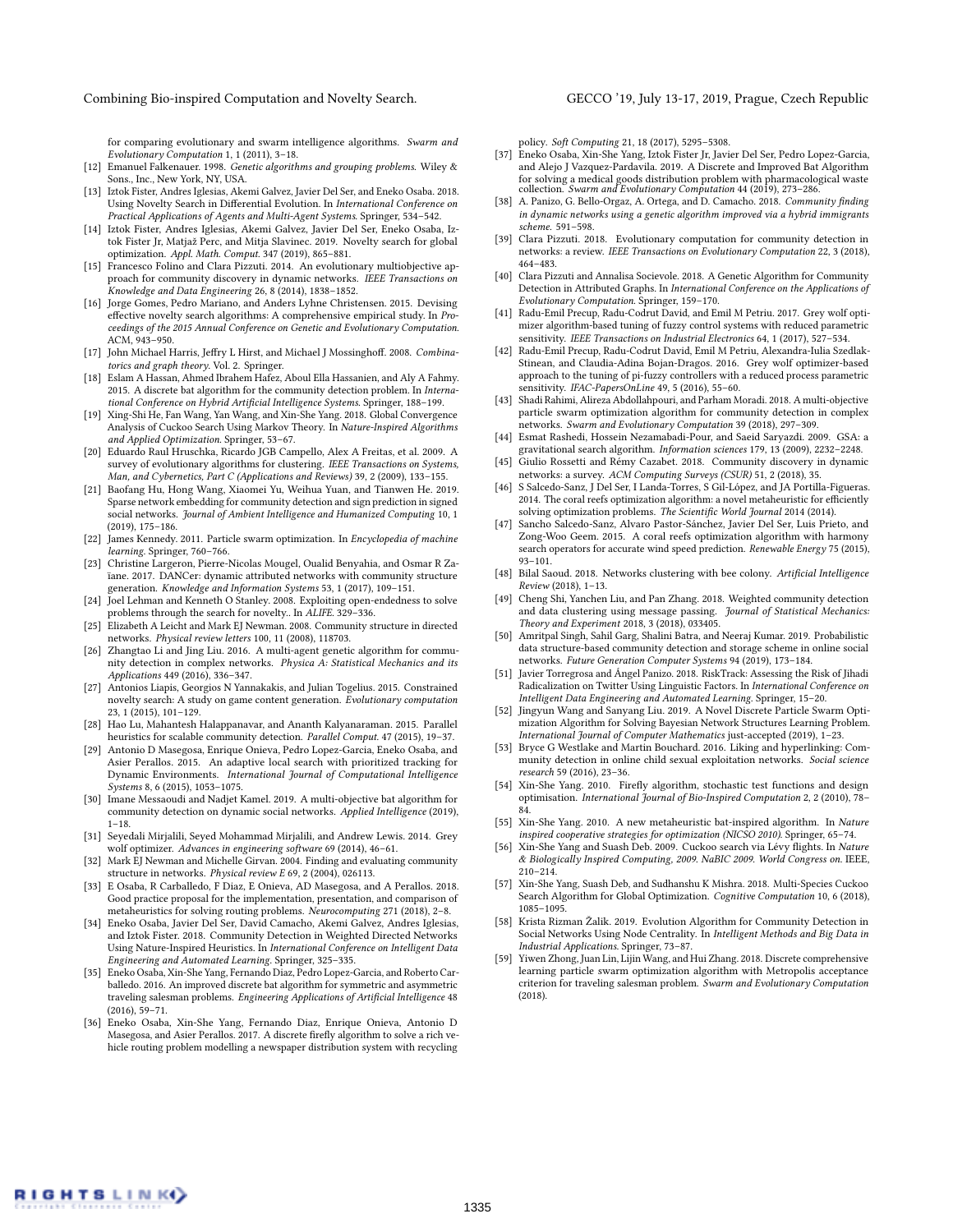for comparing evolutionary and swarm intelligence algorithms. *Swarm and Evolutionary Computation* 1, 1 (2011), 3–18.

[12] Emanuel Falkenauer. 1998. *Genetic algorithms and grouping problems.* Wiley & Sons., Inc., New York, NY, USA.

[13] Iztok Fister, Andres Iglesias, Akemi Galvez, Javier Del Ser, and Eneko Osaba. 2018. Using Novelty Search in Differential Evolution. In *International Conference on Practical Applications of Agents and Multi-Agent Systems*. Springer, 534–542.

[14] Iztok Fister, Andres Iglesias, Akemi Galvez, Javier Del Ser, Eneko Osaba, Iztok Fister Jr, Matjaž Perc, and Mitja Slavinec. 2019. Novelty search for global optimization. *Appl. Math. Comput.* 347 (2019), 865–881.

[15] Francesco Folino and Clara Pizzuti. 2014. An evolutionary multiobjective approach for community discovery in dynamic networks. *IEEE Transactions on Knowledge and Data Engineering* 26, 8 (2014), 1838–1852.

[16] Jorge Gomes, Pedro Mariano, and Anders Lyhne Christensen. 2015. Devising effective novelty search algorithms: A comprehensive empirical study. In *Proceedings of the 2015 Annual Conference on Genetic and Evolutionary Computation.* ACM, 943–950.

[17] John Michael Harris, Jeffry L Hirst, and Michael J Mossinghoff. 2008. *Combinatorics and graph theory.* Vol. 2. Springer.

[18] Eslam A Hassan, Ahmed Ibrahem Hafez, Aboul Ella Hassanien, and Aly A Fahmy. 2015. A discrete bat algorithm for the community detection problem. In *International Conference on Hybrid Artificial Intelligence Systems.* Springer, 188–199.

[19] Xing-Shi He, Fan Wang, Yan Wang, and Xin-She Yang. 2018. Global Convergence Analysis of Cuckoo Search Using Markov Theory. In *Nature-Inspired Algorithms and Applied Optimization.* Springer, 53–67.

[20] Eduardo Raul Hruschka, Ricardo JGB Campello, Alex A Freitas, et al. 2009. A survey of evolutionary algorithms for clustering. *IEEE Transactions on Systems, Man, and Cybernetics, Part C (Applications and Reviews)* 39, 2 (2009), 133–155.

[21] Baofang Hu, Hong Wang, Xiaomei Yu, Weihua Yuan, and Tianwen He. 2019. Sparse network embedding for community detection and sign prediction in signed social networks. *Journal of Ambient Intelligence and Humanized Computing* 10, 1 (2019), 175–186.

[22] James Kennedy. 2011. Particle swarm optimization. In *Encyclopedia of machine learning.* Springer, 760–766.

[23] Christine Largeron, Pierre-Nicolas Mougel, Oualid Benyahia, and Osmar R Zaïane. 2017. DANCer: dynamic attributed networks with community structure generation. *Knowledge and Information Systems* 53, 1 (2017), 109–151.

[24] Joel Lehman and Kenneth O Stanley. 2008. Exploiting open-endedness to solve problems through the search for novelty.. In *ALIFE*. 329–336.

[25] Elizabeth A Leicht and Mark EJ Newman. 2008. Community structure in directed networks. *Physical review letters* 100, 11 (2008), 118703.

[26] Zhangtao Li and Jing Liu. 2016. A multi-agent genetic algorithm for community detection in complex networks. *Physica A: Statistical Mechanics and its Applications* 449 (2016), 336–347.

[27] Antonios Liapis, Georgios N Yannakakis, and Julian Togelius. 2015. Constrained novelty search: A study on game content generation. *Evolutionary computation* 23, 1 (2015), 101–129.

[28] Hao Lu, Mahantesh Halappanavar, and Ananth Kalyanaraman. 2015. Parallel heuristics for scalable community detection. *Parallel Comput.* 47 (2015), 19–37.

[29] Antonio D Masegosa, Enrique Onieva, Pedro Lopez-Garcia, Eneko Osaba, and Asier Perallos. 2015. An adaptive local search with prioritized tracking for Dynamic Environments. *International Journal of Computational Intelligence Systems* 8, 6 (2015), 1053–1075.

[30] Imane Messaoudi and Nadjet Kamel. 2019. A multi-objective bat algorithm for community detection on dynamic social networks. *Applied Intelligence* (2019), 1–18.

[31] Seyedali Mirjalili, Seyed Mohammad Mirjalili, and Andrew Lewis. 2014. Grey wolf optimizer. *Advances in engineering software* 69 (2014), 46–61.

[32] Mark EJ Newman and Michelle Girvan. 2004. Finding and evaluating community structure in networks. *Physical review E* 69, 2 (2004), 026113.

[33] E Osaba, R Carballedo, F Diaz, E Onieva, AD Masegosa, and A Perallos. 2018. Good practice proposal for the implementation, presentation, and comparison of metaheuristics for solving routing problems. *Neurocomputing* 271 (2018), 2–8.

[34] Eneko Osaba, Javier Del Ser, David Camacho, Akemi Galvez, Andres Iglesias, and Iztok Fister. 2018. Community Detection in Weighted Directed Networks Using Nature-Inspired Heuristics. In *International Conference on Intelligent Data Engineering and Automated Learning.* Springer, 325–335.

[35] Eneko Osaba, Xin-She Yang, Fernando Diaz, Pedro Lopez-Garcia, and Roberto Carballedo. 2016. An improved discrete bat algorithm for symmetric and asymmetric traveling salesman problems. *Engineering Applications of Artificial Intelligence* 48 (2016), 59–71.

[36] Eneko Osaba, Xin-She Yang, Fernando Diaz, Enrique Onieva, Antonio D Masegosa, and Asier Perallos. 2017. A discrete firefly algorithm to solve a rich vehicle routing problem modelling a newspaper distribution system with recycling policy. *Soft Computing* 21, 18 (2017), 5295–5308.

[37] Eneko Osaba, Xin-She Yang, Iztok Fister Jr, Javier Del Ser, Pedro Lopez-Garcia, and Alejo J Vazquez-Pardavila. 2019. A Discrete and Improved Bat Algorithm for solving a medical goods distribution problem with pharmacological waste collection. *Swarm and Evolutionary Computation* 44 (2019), 273–286.

[38] A. Panizo, G. Bello-Orgaz, A. Ortega, and D. Camacho. 2018. *Community finding in dynamic networks using a genetic algorithm improved via a hybrid immigrants scheme.* 591–598.

[39] Clara Pizzuti. 2018. Evolutionary computation for community detection in networks: a review. *IEEE Transactions on Evolutionary Computation* 22, 3 (2018), 464–483.

[40] Clara Pizzuti and Annalisa Socievole. 2018. A Genetic Algorithm for Community Detection in Attributed Graphs. In *International Conference on the Applications of Evolutionary Computation.* Springer, 159–170.

[41] Radu-Emil Precup, Radu-Codrut David, and Emil M Petriu. 2017. Grey wolf optimizer algorithm-based tuning of fuzzy control systems with reduced parametric sensitivity. *IEEE Transactions on Industrial Electronics* 64, 1 (2017), 527–534.

[42] Radu-Emil Precup, Radu-Codrut David, Emil M Petriu, Alexandra-Iulia Szedlak-Stinean, and Claudia-Adina Bojan-Dragos. 2016. Grey wolf optimizer-based approach to the tuning of pi-fuzzy controllers with a reduced process parametric sensitivity. *IFAC-PapersOnLine* 49, 5 (2016), 55–60.

[43] Shadi Rahimi, Alireza Abdollahpouri, and Parham Moradi. 2018. A multi-objective particle swarm optimization algorithm for community detection in complex networks. *Swarm and Evolutionary Computation* 39 (2018), 297–309.

[44] Esmat Rashedi, Hossein Nezamabadi-Pour, and Saeid Saryazdi. 2009. GSA: a gravitational search algorithm. *Information sciences* 179, 13 (2009), 2232–2248.

[45] Giulio Rossetti and Rémy Cazabet. 2018. Community discovery in dynamic networks: a survey. *ACM Computing Surveys (CSUR)* 51, 2 (2018), 35.

[46] S Salcedo-Sanz, J Del Ser, I Landa-Torres, S Gil-López, and JA Portilla-Figueras. 2014. The coral reefs optimization algorithm: a novel metaheuristic for efficiently solving optimization problems. *The Scientific World Journal* 2014 (2014).

[47] Sancho Salcedo-Sanz, Alvaro Pastor-Sánchez, Javier Del Ser, Luis Prieto, and Zong-Woo Geem. 2015. A coral reefs optimization algorithm with harmony search operators for accurate wind speed prediction. *Renewable Energy* 75 (2015), 93–101.

[48] Bilal Saoud. 2018. Networks clustering with bee colony. *Artificial Intelligence Review* (2018), 1–13.

[49] Cheng Shi, Yanchen Liu, and Pan Zhang. 2018. Weighted community detection and data clustering using message passing. *Journal of Statistical Mechanics: Theory and Experiment* 2018, 3 (2018), 033405.

[50] Amritpal Singh, Sahil Garg, Shalini Batra, and Neeraj Kumar. 2019. Probabilistic data structure-based community detection and storage scheme in online social networks. *Future Generation Computer Systems* 94 (2019), 173–184.

[51] Javier Torregrosa and Ángel Panizo. 2018. RiskTrack: Assessing the Risk of Jihadi Radicalization on Twitter Using Linguistic Factors. In *International Conference on Intelligent Data Engineering and Automated Learning.* Springer, 15–20.

[52] Jingyun Wang and Sanyang Liu. 2019. A Novel Discrete Particle Swarm Optimization Algorithm for Solving Bayesian Network Structures Learning Problem. *International Journal of Computer Mathematics* just-accepted (2019), 1–23.

[53] Bryce G Westlake and Martin Bouchard. 2016. Liking and hyperlinking: Community detection in online child sexual exploitation networks. *Social science research* 59 (2016), 23–36.

[54] Xin-She Yang. 2010. Firefly algorithm, stochastic test functions and design optimisation. *International Journal of Bio-Inspired Computation* 2, 2 (2010), 78–84.

[55] Xin-She Yang. 2010. A new metaheuristic bat-inspired algorithm. In *Nature inspired cooperative strategies for optimization (NICSO 2010).* Springer, 65–74.

[56] Xin-She Yang and Suash Deb. 2009. Cuckoo search via Lévy flights. In *Nature & Biologically Inspired Computing, 2009. NaBIC 2009. World Congress on.* IEEE, 210–214.

[57] Xin-She Yang, Suash Deb, and Sudhanshu K Mishra. 2018. Multi-Species Cuckoo Search Algorithm for Global Optimization. *Cognitive Computation* 10, 6 (2018), 1085–1095.

[58] Krista Rizman Žalik. 2019. Evolution Algorithm for Community Detection in Social Networks Using Node Centrality. In *Intelligent Methods and Big Data in Industrial Applications.* Springer, 73–87.

[59] Yiwen Zhong, Juan Lin, Lijin Wang, and Hui Zhang. 2018. Discrete comprehensive learning particle swarm optimization algorithm with Metropolis acceptance criterion for traveling salesman problem. *Swarm and Evolutionary Computation* (2018).